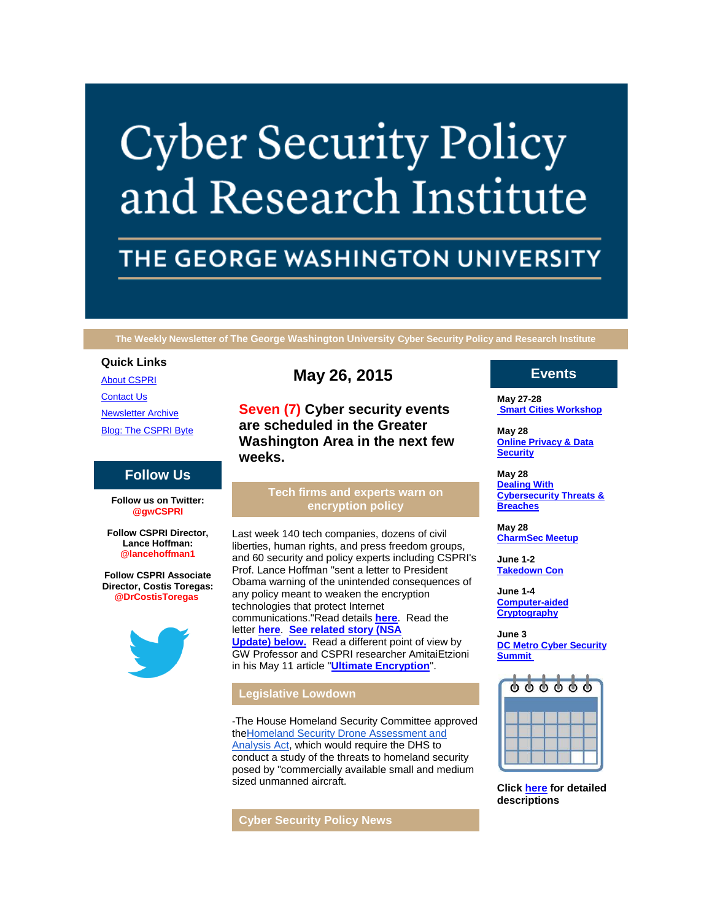# Cyber Security Policy and Research Institute

## THE GEORGE WASHINGTON UNIVERSITY

**The Weekly Newsletter of The George Washington University Cyber Security Policy and Research Institute**

### Quick Links

About CSPRI

Contact Us

Newsletter Archive

Blog: The CSPRI Byte

## Follow Us

**Follow us on Twitter: @gwCSPRI**

**Follow CSPRI Director, Lance Hoffman: @lancehoffman1**

**Follow CSPRI Associate Director, Costis Toregas: @DrCostisToregas**

## May 26, 2015

### Seven (7) Cyber security events are scheduled in the Greater Washington Area in the next few weeks.

### Tech firms and experts warn on encryption policy

Last week 140 tech companies, dozens of civil liberties, human rights, and press freedom groups, and 60 security and policy experts including CSPRI's Prof. Lance Hoffman "sent a letter to President Obama warning of the unintended consequences of any policy meant to weaken the encryption technologies that protect Internet communications."Read details **here**. Read the letter **here**. **See related story (NSA Update) below.** Read a different point of view by GW Professor and CSPRI researcher AmitaiEtzioni in his May 11 article "**Ultimate Encryption**".

### Legislative Lowdown

-The House Homeland Security Committee approved theHomeland Security Drone Assessment and Analysis Act, which would require the DHS to conduct a study of the threats to homeland security posed by "commercially available small and medium sized unmanned aircraft.

### Cyber Security Policy News

## Events

**May 27-28**
**Smart Cities Workshop**

**May 28**
**Online Privacy & Data Security**

**May 28**
**Dealing With Cybersecurity Threats & Breaches**

**May 28**
**CharmSec Meetup**

**June 1-2**
**Takedown Con**

**June 1-4**
**Computer-aided Cryptography**

**June 3**
**DC Metro Cyber Security Summit**

**Click here for detailed descriptions**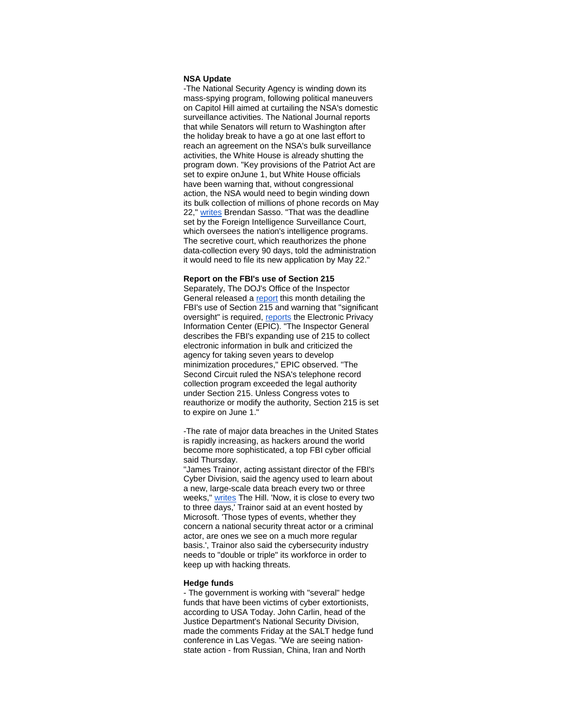**NSA Update**

-The National Security Agency is winding down its mass-spying program, following political maneuvers on Capitol Hill aimed at curtailing the NSA's domestic surveillance activities. The National Journal reports that while Senators will return to Washington after the holiday break to have a go at one last effort to reach an agreement on the NSA's bulk surveillance activities, the White House is already shutting the program down. "Key provisions of the Patriot Act are set to expire onJune 1, but White House officials have been warning that, without congressional action, the NSA would need to begin winding down its bulk collection of millions of phone records on May 22," writes Brendan Sasso. "That was the deadline set by the Foreign Intelligence Surveillance Court, which oversees the nation's intelligence programs. The secretive court, which reauthorizes the phone data-collection every 90 days, told the administration it would need to file its new application by May 22."

**Report on the FBI's use of Section 215**

Separately, The DOJ's Office of the Inspector General released a report this month detailing the FBI's use of Section 215 and warning that "significant oversight" is required, reports the Electronic Privacy Information Center (EPIC). "The Inspector General describes the FBI's expanding use of 215 to collect electronic information in bulk and criticized the agency for taking seven years to develop minimization procedures," EPIC observed. "The Second Circuit ruled the NSA's telephone record collection program exceeded the legal authority under Section 215. Unless Congress votes to reauthorize or modify the authority, Section 215 is set to expire on June 1."

-The rate of major data breaches in the United States is rapidly increasing, as hackers around the world become more sophisticated, a top FBI cyber official said Thursday.

"James Trainor, acting assistant director of the FBI's Cyber Division, said the agency used to learn about a new, large-scale data breach every two or three weeks," writes The Hill. 'Now, it is close to every two to three days,' Trainor said at an event hosted by Microsoft. 'Those types of events, whether they concern a national security threat actor or a criminal actor, are ones we see on a much more regular basis.', Trainor also said the cybersecurity industry needs to "double or triple" its workforce in order to keep up with hacking threats.

**Hedge funds**

- The government is working with "several" hedge funds that have been victims of cyber extortionists, according to USA Today. John Carlin, head of the Justice Department's National Security Division, made the comments Friday at the SALT hedge fund conference in Las Vegas. "We are seeing nation-state action - from Russian, China, Iran and North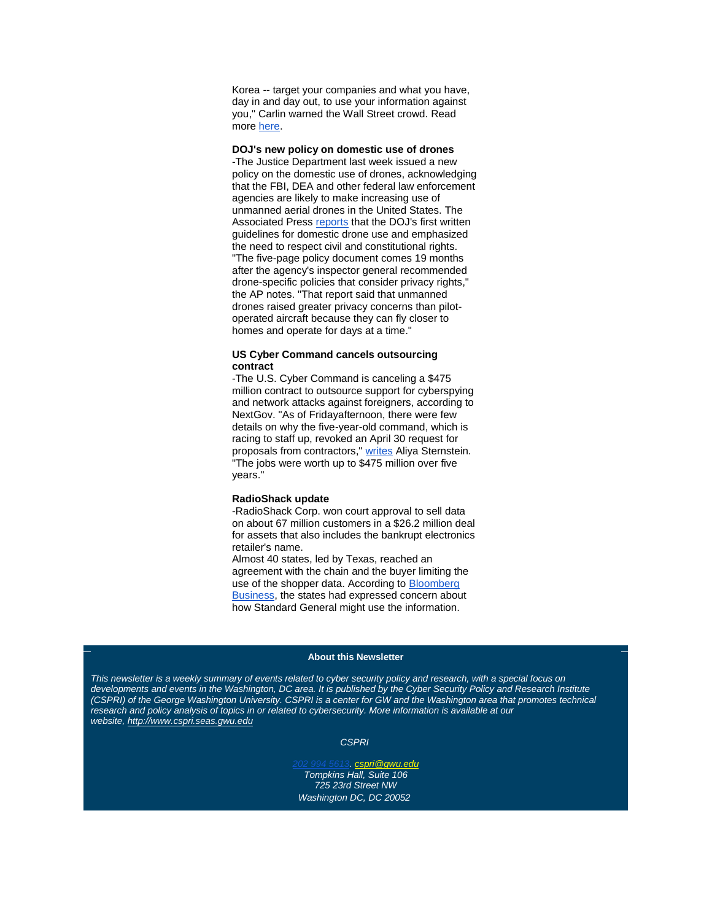Korea -- target your companies and what you have, day in and day out, to use your information against you," Carlin warned the Wall Street crowd. Read more here.

**DOJ's new policy on domestic use of drones**

-The Justice Department last week issued a new policy on the domestic use of drones, acknowledging that the FBI, DEA and other federal law enforcement agencies are likely to make increasing use of unmanned aerial drones in the United States. The Associated Press reports that the DOJ's first written guidelines for domestic drone use and emphasized the need to respect civil and constitutional rights. "The five-page policy document comes 19 months after the agency's inspector general recommended drone-specific policies that consider privacy rights," the AP notes. "That report said that unmanned drones raised greater privacy concerns than pilot-operated aircraft because they can fly closer to homes and operate for days at a time."

**US Cyber Command cancels outsourcing contract**

-The U.S. Cyber Command is canceling a $475 million contract to outsource support for cyberspying and network attacks against foreigners, according to NextGov. "As of Fridayafternoon, there were few details on why the five-year-old command, which is racing to staff up, revoked an April 30 request for proposals from contractors," writes Aliya Sternstein. "The jobs were worth up to $475 million over five years."

**RadioShack update**

-RadioShack Corp. won court approval to sell data on about 67 million customers in a $26.2 million deal for assets that also includes the bankrupt electronics retailer's name.
Almost 40 states, led by Texas, reached an agreement with the chain and the buyer limiting the use of the shopper data. According to Bloomberg Business, the states had expressed concern about how Standard General might use the information.

**About this Newsletter**

*This newsletter is a weekly summary of events related to cyber security policy and research, with a special focus on developments and events in the Washington, DC area. It is published by the Cyber Security Policy and Research Institute (CSPRI) of the George Washington University. CSPRI is a center for GW and the Washington area that promotes technical research and policy analysis of topics in or related to cybersecurity. More information is available at our website, http://www.cspri.seas.gwu.edu*

*CSPRI*

*202 994 5613, cspri@gwu.edu*
*Tompkins Hall, Suite 106*
*725 23rd Street NW*
*Washington DC, DC 20052*